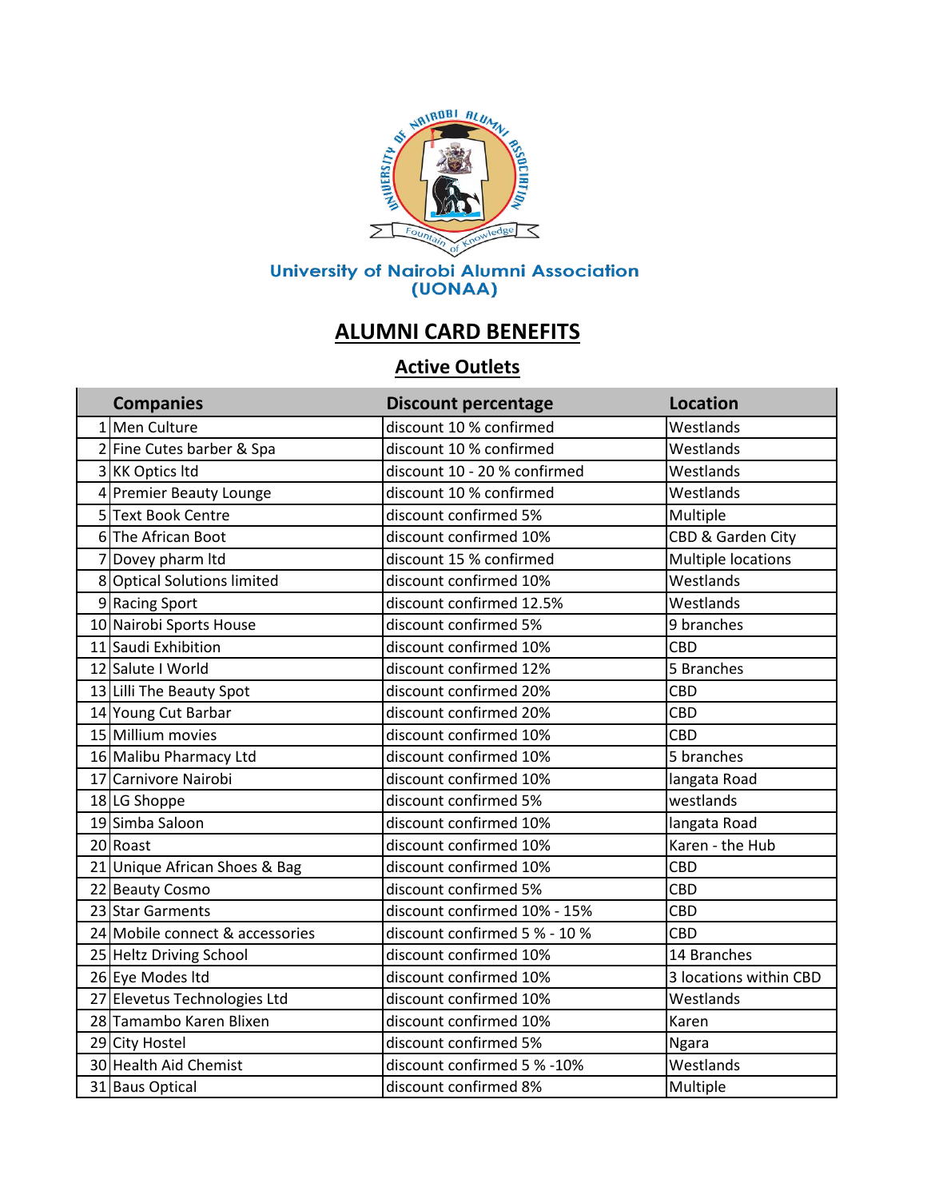University of Nairobi Alumni Association (UONAA)

# ALUMNI CARD BENEFITS

## Active Outlets

| | Companies | Discount percentage | Location |
|---|---|---|---|
| 1 | Men Culture | discount 10 % confirmed | Westlands |
| 2 | Fine Cutes barber & Spa | discount 10 % confirmed | Westlands |
| 3 | KK Optics ltd | discount 10 - 20 % confirmed | Westlands |
| 4 | Premier Beauty Lounge | discount 10 % confirmed | Westlands |
| 5 | Text Book Centre | discount confirmed 5% | Multiple |
| 6 | The African Boot | discount confirmed 10% | CBD & Garden City |
| 7 | Dovey pharm ltd | discount 15 % confirmed | Multiple locations |
| 8 | Optical Solutions limited | discount confirmed 10% | Westlands |
| 9 | Racing Sport | discount confirmed 12.5% | Westlands |
| 10 | Nairobi Sports House | discount confirmed 5% | 9 branches |
| 11 | Saudi Exhibition | discount confirmed 10% | CBD |
| 12 | Salute I World | discount confirmed 12% | 5 Branches |
| 13 | Lilli The Beauty Spot | discount confirmed 20% | CBD |
| 14 | Young Cut Barbar | discount confirmed 20% | CBD |
| 15 | Millium movies | discount confirmed 10% | CBD |
| 16 | Malibu Pharmacy Ltd | discount confirmed 10% | 5 branches |
| 17 | Carnivore Nairobi | discount confirmed 10% | langata Road |
| 18 | LG Shoppe | discount confirmed 5% | westlands |
| 19 | Simba Saloon | discount confirmed 10% | langata Road |
| 20 | Roast | discount confirmed 10% | Karen - the Hub |
| 21 | Unique African Shoes & Bag | discount confirmed 10% | CBD |
| 22 | Beauty Cosmo | discount confirmed 5% | CBD |
| 23 | Star Garments | discount confirmed 10% - 15% | CBD |
| 24 | Mobile connect & accessories | discount confirmed 5 % - 10 % | CBD |
| 25 | Heltz Driving School | discount confirmed 10% | 14 Branches |
| 26 | Eye Modes ltd | discount confirmed 10% | 3 locations within CBD |
| 27 | Elevetus Technologies Ltd | discount confirmed 10% | Westlands |
| 28 | Tamambo Karen Blixen | discount confirmed 10% | Karen |
| 29 | City Hostel | discount confirmed 5% | Ngara |
| 30 | Health Aid Chemist | discount confirmed 5 % -10% | Westlands |
| 31 | Baus Optical | discount confirmed 8% | Multiple |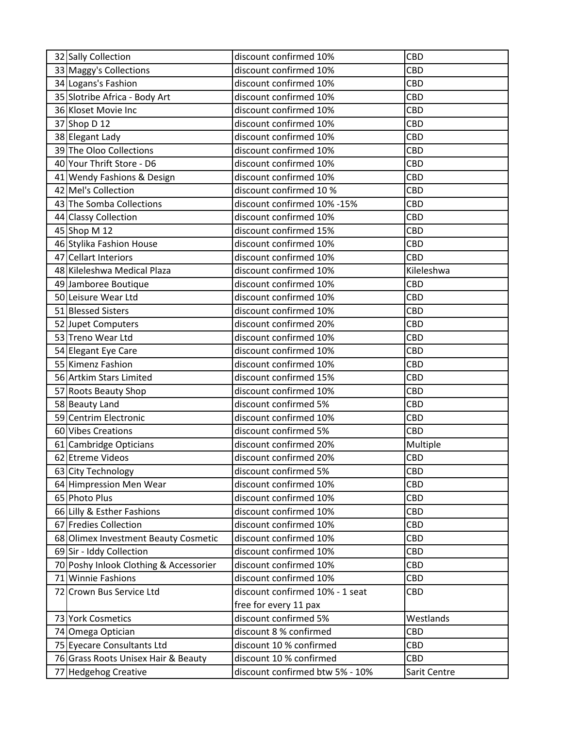| | | | |
|---|---|---|---|
| 32 | Sally Collection | discount confirmed 10% | CBD |
| 33 | Maggy's Collections | discount confirmed 10% | CBD |
| 34 | Logans's Fashion | discount confirmed 10% | CBD |
| 35 | Slotribe Africa - Body Art | discount confirmed 10% | CBD |
| 36 | Kloset Movie Inc | discount confirmed 10% | CBD |
| 37 | Shop D 12 | discount confirmed 10% | CBD |
| 38 | Elegant Lady | discount confirmed 10% | CBD |
| 39 | The Oloo Collections | discount confirmed 10% | CBD |
| 40 | Your Thrift Store - D6 | discount confirmed 10% | CBD |
| 41 | Wendy Fashions & Design | discount confirmed 10% | CBD |
| 42 | Mel's Collection | discount confirmed 10 % | CBD |
| 43 | The Somba Collections | discount confirmed 10% -15% | CBD |
| 44 | Classy Collection | discount confirmed 10% | CBD |
| 45 | Shop M 12 | discount confirmed 15% | CBD |
| 46 | Stylika Fashion House | discount confirmed 10% | CBD |
| 47 | Cellart Interiors | discount confirmed 10% | CBD |
| 48 | Kileleshwa Medical Plaza | discount confirmed 10% | Kileleshwa |
| 49 | Jamboree Boutique | discount confirmed 10% | CBD |
| 50 | Leisure Wear Ltd | discount confirmed 10% | CBD |
| 51 | Blessed Sisters | discount confirmed 10% | CBD |
| 52 | Jupet Computers | discount confirmed 20% | CBD |
| 53 | Treno Wear Ltd | discount confirmed 10% | CBD |
| 54 | Elegant Eye Care | discount confirmed 10% | CBD |
| 55 | Kimenz Fashion | discount confirmed 10% | CBD |
| 56 | Artkim Stars Limited | discount confirmed 15% | CBD |
| 57 | Roots Beauty Shop | discount confirmed 10% | CBD |
| 58 | Beauty Land | discount confirmed 5% | CBD |
| 59 | Centrim Electronic | discount confirmed 10% | CBD |
| 60 | Vibes Creations | discount confirmed 5% | CBD |
| 61 | Cambridge Opticians | discount confirmed 20% | Multiple |
| 62 | Etreme Videos | discount confirmed 20% | CBD |
| 63 | City Technology | discount confirmed 5% | CBD |
| 64 | Himpression Men Wear | discount confirmed 10% | CBD |
| 65 | Photo Plus | discount confirmed 10% | CBD |
| 66 | Lilly & Esther Fashions | discount confirmed 10% | CBD |
| 67 | Fredies Collection | discount confirmed 10% | CBD |
| 68 | Olimex Investment Beauty Cosmetic | discount confirmed 10% | CBD |
| 69 | Sir - Iddy Collection | discount confirmed 10% | CBD |
| 70 | Poshy Inlook Clothing & Accessorier | discount confirmed 10% | CBD |
| 71 | Winnie Fashions | discount confirmed 10% | CBD |
| 72 | Crown Bus Service Ltd | discount confirmed 10% - 1 seat free for every 11 pax | CBD |
| 73 | York Cosmetics | discount confirmed 5% | Westlands |
| 74 | Omega Optician | discount 8 % confirmed | CBD |
| 75 | Eyecare Consultants Ltd | discount 10 % confirmed | CBD |
| 76 | Grass Roots Unisex Hair & Beauty | discount 10 % confirmed | CBD |
| 77 | Hedgehog Creative | discount confirmed btw 5% - 10% | Sarit Centre |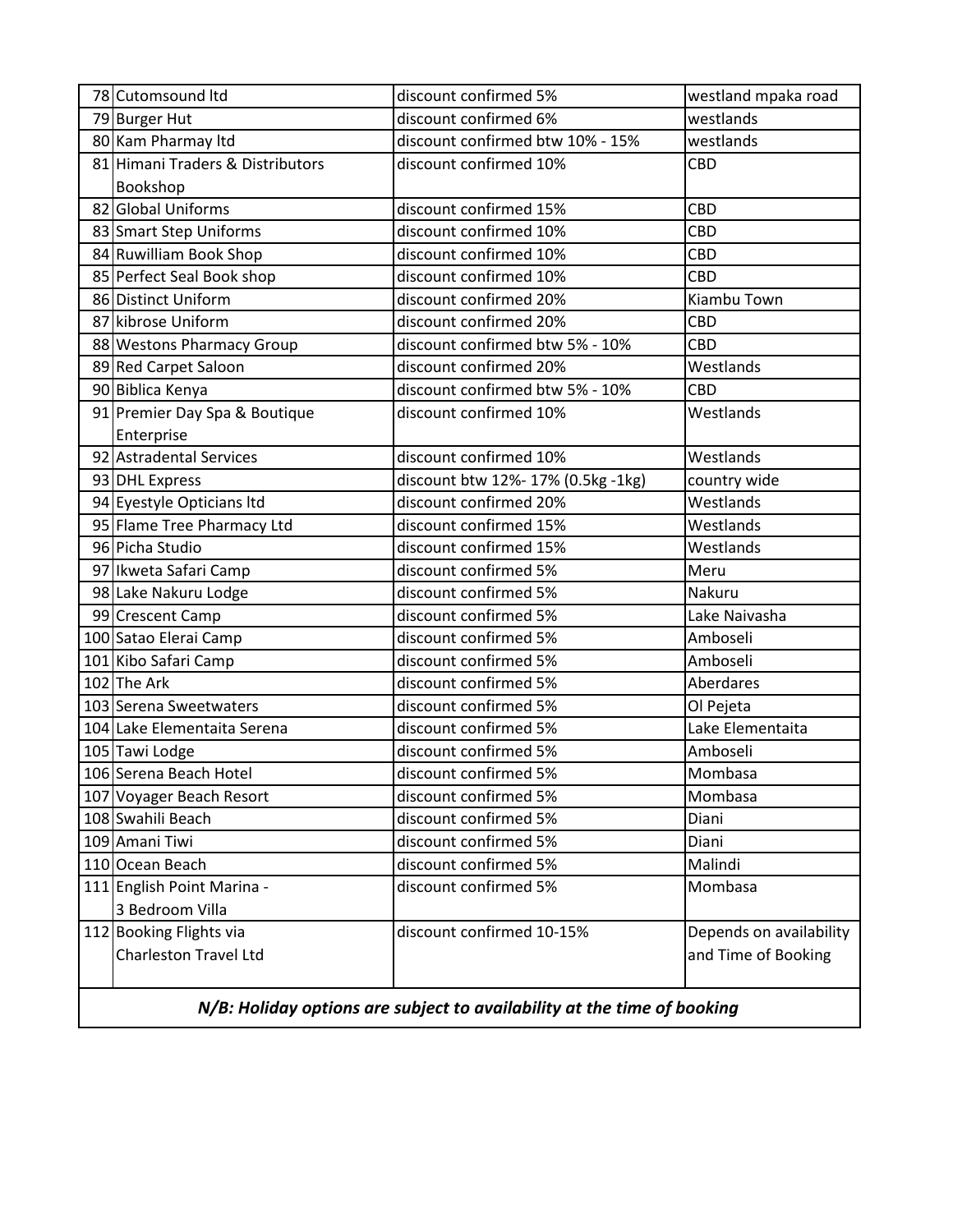| | | | |
|---|---|---|---|
| 78 | Cutomsound ltd | discount confirmed 5% | westland mpaka road |
| 79 | Burger Hut | discount confirmed 6% | westlands |
| 80 | Kam Pharmay ltd | discount confirmed btw 10% - 15% | westlands |
| 81 | Himani Traders & Distributors Bookshop | discount confirmed 10% | CBD |
| 82 | Global Uniforms | discount confirmed 15% | CBD |
| 83 | Smart Step Uniforms | discount confirmed 10% | CBD |
| 84 | Ruwilliam Book Shop | discount confirmed 10% | CBD |
| 85 | Perfect Seal Book shop | discount confirmed 10% | CBD |
| 86 | Distinct Uniform | discount confirmed 20% | Kiambu Town |
| 87 | kibrose Uniform | discount confirmed 20% | CBD |
| 88 | Westons Pharmacy Group | discount confirmed btw 5% - 10% | CBD |
| 89 | Red Carpet Saloon | discount confirmed 20% | Westlands |
| 90 | Biblica Kenya | discount confirmed btw 5% - 10% | CBD |
| 91 | Premier Day Spa & Boutique Enterprise | discount confirmed 10% | Westlands |
| 92 | Astradental Services | discount confirmed 10% | Westlands |
| 93 | DHL Express | discount btw 12%- 17% (0.5kg -1kg) | country wide |
| 94 | Eyestyle Opticians ltd | discount confirmed 20% | Westlands |
| 95 | Flame Tree Pharmacy Ltd | discount confirmed 15% | Westlands |
| 96 | Picha Studio | discount confirmed 15% | Westlands |
| 97 | Ikweta Safari Camp | discount confirmed 5% | Meru |
| 98 | Lake Nakuru Lodge | discount confirmed 5% | Nakuru |
| 99 | Crescent Camp | discount confirmed 5% | Lake Naivasha |
| 100 | Satao Elerai Camp | discount confirmed 5% | Amboseli |
| 101 | Kibo Safari Camp | discount confirmed 5% | Amboseli |
| 102 | The Ark | discount confirmed 5% | Aberdares |
| 103 | Serena Sweetwaters | discount confirmed 5% | Ol Pejeta |
| 104 | Lake Elementaita Serena | discount confirmed 5% | Lake Elementaita |
| 105 | Tawi Lodge | discount confirmed 5% | Amboseli |
| 106 | Serena Beach Hotel | discount confirmed 5% | Mombasa |
| 107 | Voyager Beach Resort | discount confirmed 5% | Mombasa |
| 108 | Swahili Beach | discount confirmed 5% | Diani |
| 109 | Amani Tiwi | discount confirmed 5% | Diani |
| 110 | Ocean Beach | discount confirmed 5% | Malindi |
| 111 | English Point Marina - 3 Bedroom Villa | discount confirmed 5% | Mombasa |
| 112 | Booking Flights via Charleston Travel Ltd | discount confirmed 10-15% | Depends on availability and Time of Booking |

***N/B: Holiday options are subject to availability at the time of booking***